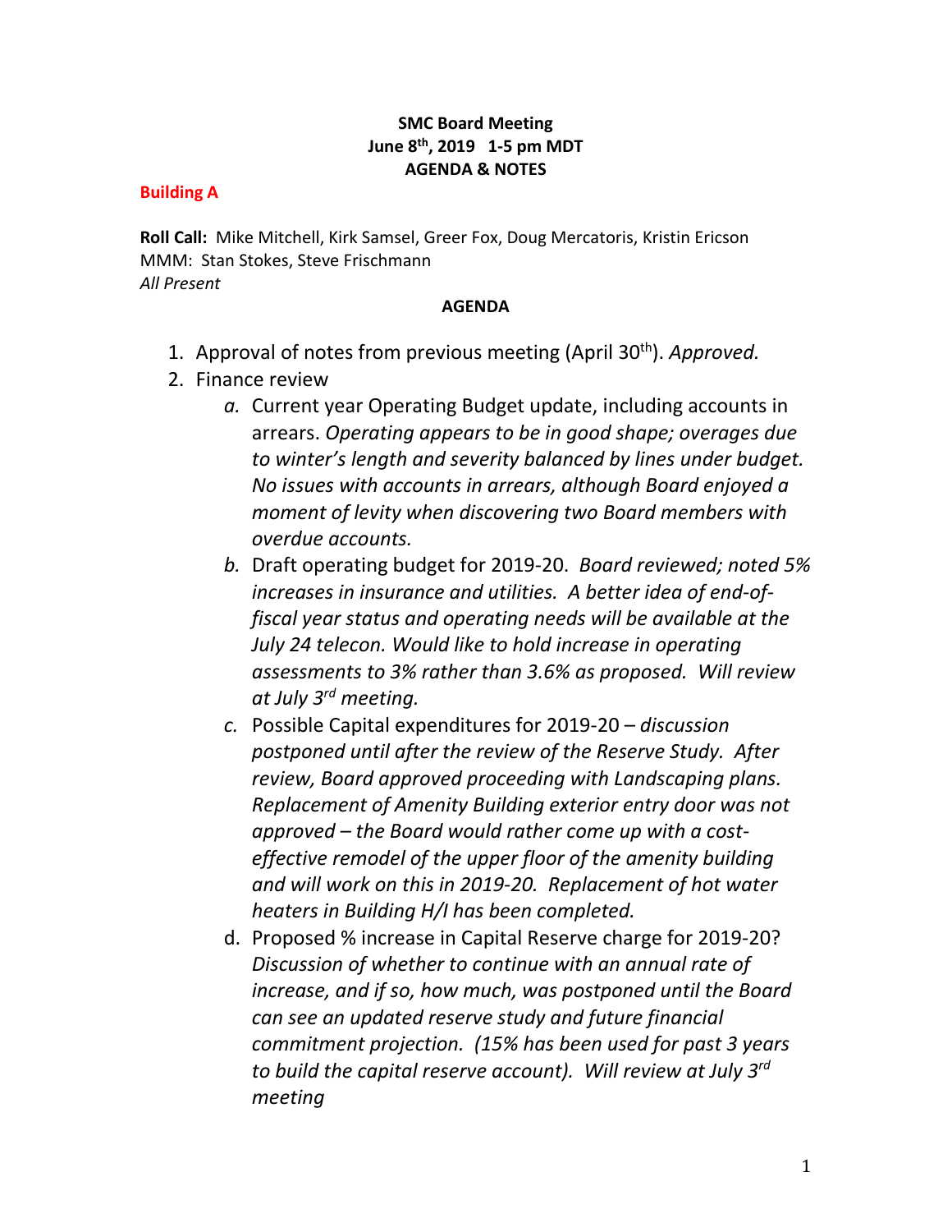**SMC Board Meeting**
**June 8th, 2019 1-5 pm MDT**
**AGENDA & NOTES**

**Building A**

**Roll Call:** Mike Mitchell, Kirk Samsel, Greer Fox, Doug Mercatoris, Kristin Ericson
MMM: Stan Stokes, Steve Frischmann
*All Present*

**AGENDA**

1. Approval of notes from previous meeting (April 30th). *Approved.*
2. Finance review
   a. Current year Operating Budget update, including accounts in arrears. *Operating appears to be in good shape; overages due to winter's length and severity balanced by lines under budget. No issues with accounts in arrears, although Board enjoyed a moment of levity when discovering two Board members with overdue accounts.*
   b. Draft operating budget for 2019-20. *Board reviewed; noted 5% increases in insurance and utilities. A better idea of end-of-fiscal year status and operating needs will be available at the July 24 telecon. Would like to hold increase in operating assessments to 3% rather than 3.6% as proposed. Will review at July 3rd meeting.*
   c. Possible Capital expenditures for 2019-20 – *discussion postponed until after the review of the Reserve Study. After review, Board approved proceeding with Landscaping plans. Replacement of Amenity Building exterior entry door was not approved – the Board would rather come up with a cost-effective remodel of the upper floor of the amenity building and will work on this in 2019-20. Replacement of hot water heaters in Building H/I has been completed.*
   d. Proposed % increase in Capital Reserve charge for 2019-20? *Discussion of whether to continue with an annual rate of increase, and if so, how much, was postponed until the Board can see an updated reserve study and future financial commitment projection. (15% has been used for past 3 years to build the capital reserve account). Will review at July 3rd meeting*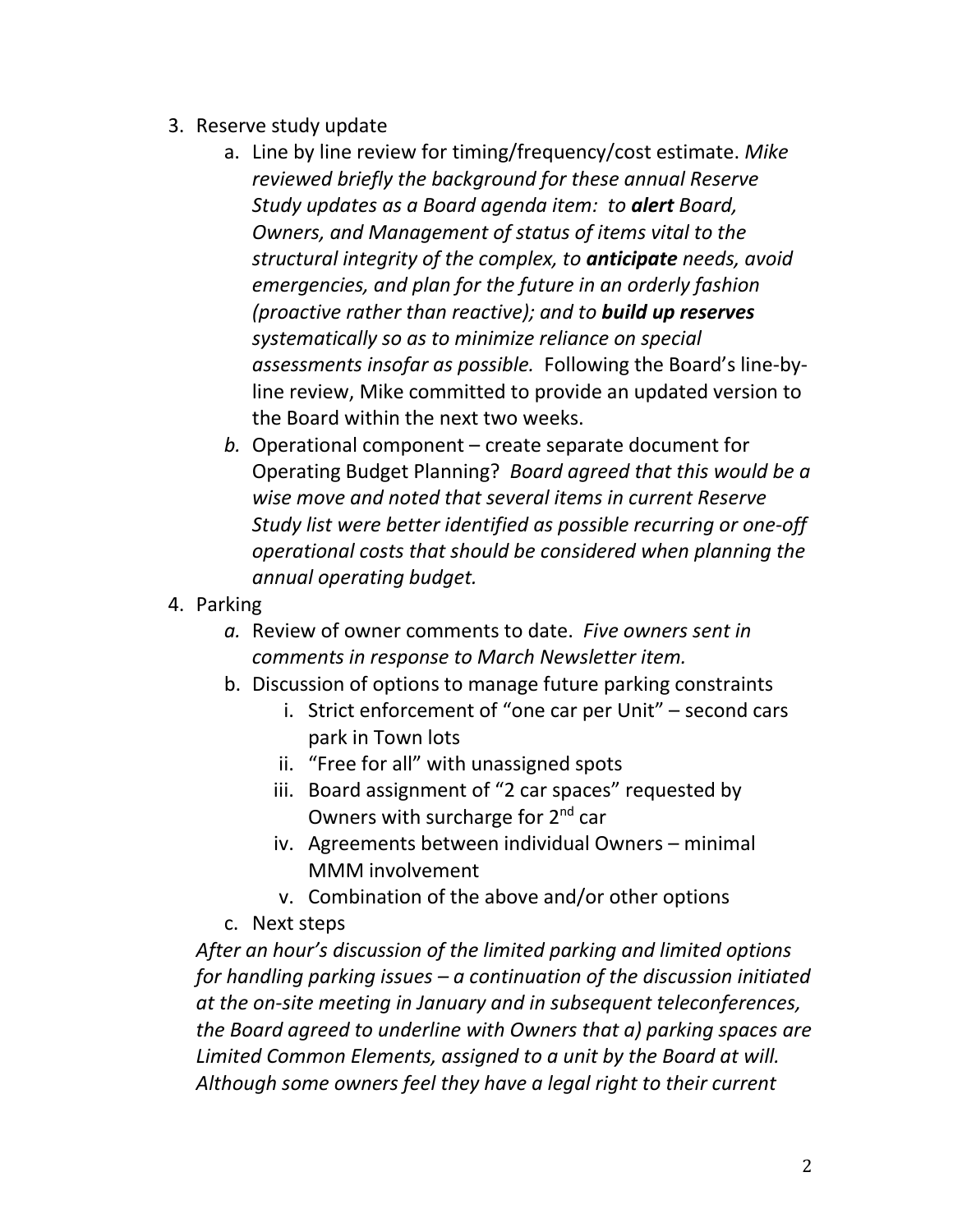3. Reserve study update
    a. Line by line review for timing/frequency/cost estimate. *Mike reviewed briefly the background for these annual Reserve Study updates as a Board agenda item: to **alert** Board, Owners, and Management of status of items vital to the structural integrity of the complex, to **anticipate** needs, avoid emergencies, and plan for the future in an orderly fashion (proactive rather than reactive); and to **build up reserves** systematically so as to minimize reliance on special assessments insofar as possible.* Following the Board's line-by-line review, Mike committed to provide an updated version to the Board within the next two weeks.
    b. Operational component – create separate document for Operating Budget Planning? *Board agreed that this would be a wise move and noted that several items in current Reserve Study list were better identified as possible recurring or one-off operational costs that should be considered when planning the annual operating budget.*
4. Parking
    a. Review of owner comments to date. *Five owners sent in comments in response to March Newsletter item.*
    b. Discussion of options to manage future parking constraints
        i. Strict enforcement of "one car per Unit" – second cars park in Town lots
        ii. "Free for all" with unassigned spots
        iii. Board assignment of "2 car spaces" requested by Owners with surcharge for 2nd car
        iv. Agreements between individual Owners – minimal MMM involvement
        v. Combination of the above and/or other options
    c. Next steps

*After an hour's discussion of the limited parking and limited options for handling parking issues – a continuation of the discussion initiated at the on-site meeting in January and in subsequent teleconferences, the Board agreed to underline with Owners that a) parking spaces are Limited Common Elements, assigned to a unit by the Board at will. Although some owners feel they have a legal right to their current*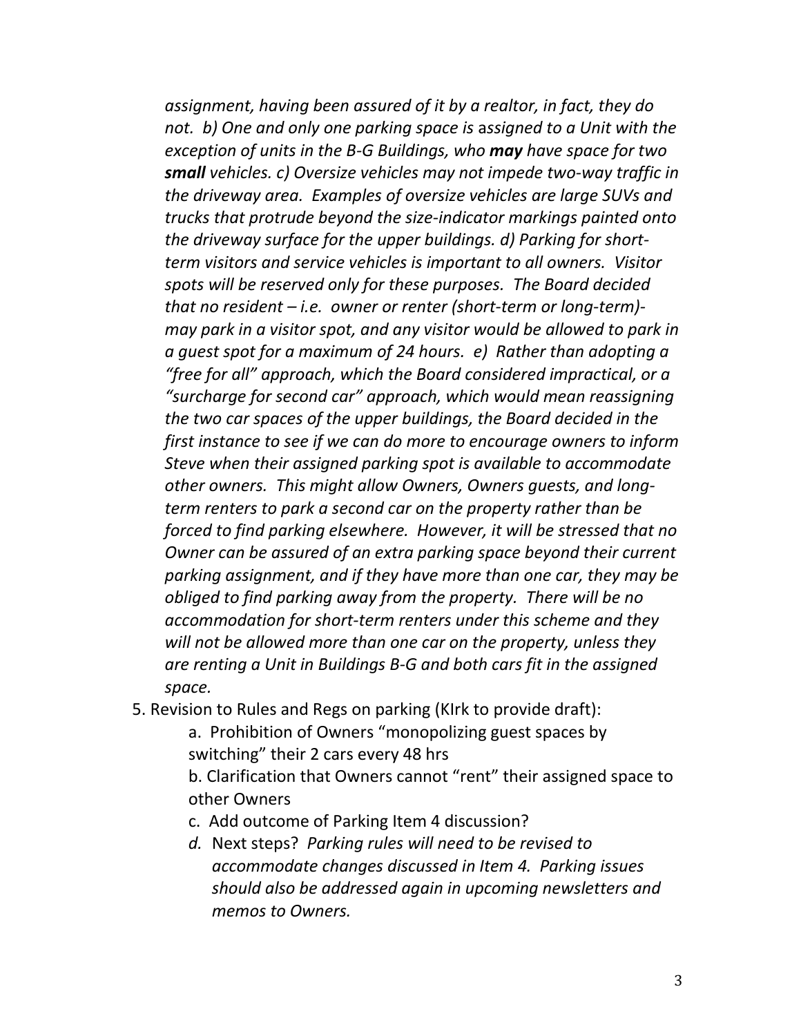*assignment, having been assured of it by a realtor, in fact, they do not. b) One and only one parking space is* a*ssigned to a Unit with the exception of units in the B-G Buildings, who **may** have space for two **small** vehicles. c) Oversize vehicles may not impede two-way traffic in the driveway area. Examples of oversize vehicles are large SUVs and trucks that protrude beyond the size-indicator markings painted onto the driveway surface for the upper buildings. d) Parking for short-term visitors and service vehicles is important to all owners. Visitor spots will be reserved only for these purposes. The Board decided that no resident – i.e. owner or renter (short-term or long-term)- may park in a visitor spot, and any visitor would be allowed to park in a guest spot for a maximum of 24 hours. e) Rather than adopting a "free for all" approach, which the Board considered impractical, or a "surcharge for second car" approach, which would mean reassigning the two car spaces of the upper buildings, the Board decided in the first instance to see if we can do more to encourage owners to inform Steve when their assigned parking spot is available to accommodate other owners. This might allow Owners, Owners guests, and long-term renters to park a second car on the property rather than be forced to find parking elsewhere. However, it will be stressed that no Owner can be assured of an extra parking space beyond their current parking assignment, and if they have more than one car, they may be obliged to find parking away from the property. There will be no accommodation for short-term renters under this scheme and they will not be allowed more than one car on the property, unless they are renting a Unit in Buildings B-G and both cars fit in the assigned space.*

5. Revision to Rules and Regs on parking (KIrk to provide draft):
   - a. Prohibition of Owners "monopolizing guest spaces by switching" their 2 cars every 48 hrs
   - b. Clarification that Owners cannot "rent" their assigned space to other Owners
   - c. Add outcome of Parking Item 4 discussion?
   - *d.* Next steps? *Parking rules will need to be revised to accommodate changes discussed in Item 4. Parking issues should also be addressed again in upcoming newsletters and memos to Owners.*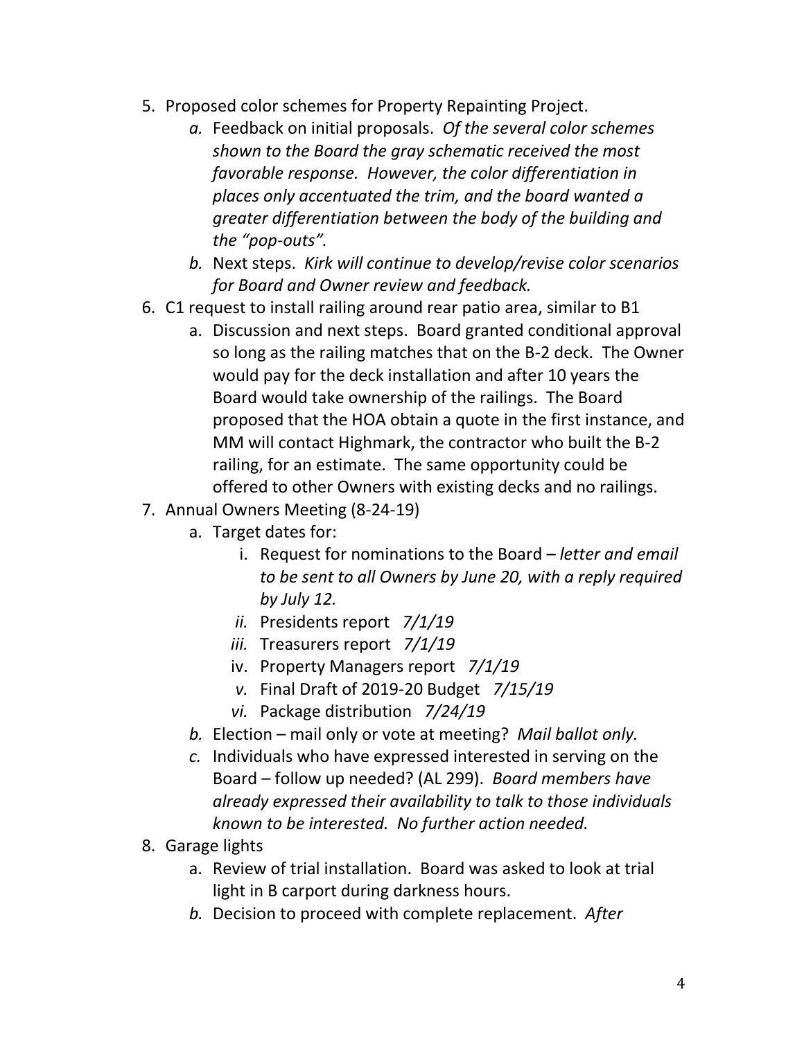5. Proposed color schemes for Property Repainting Project.
    a. Feedback on initial proposals. *Of the several color schemes shown to the Board the gray schematic received the most favorable response. However, the color differentiation in places only accentuated the trim, and the board wanted a greater differentiation between the body of the building and the "pop-outs".*
    b. Next steps. *Kirk will continue to develop/revise color scenarios for Board and Owner review and feedback.*
6. C1 request to install railing around rear patio area, similar to B1
    a. Discussion and next steps. Board granted conditional approval so long as the railing matches that on the B-2 deck. The Owner would pay for the deck installation and after 10 years the Board would take ownership of the railings. The Board proposed that the HOA obtain a quote in the first instance, and MM will contact Highmark, the contractor who built the B-2 railing, for an estimate. The same opportunity could be offered to other Owners with existing decks and no railings.
7. Annual Owners Meeting (8-24-19)
    a. Target dates for:
        i. Request for nominations to the Board – *letter and email to be sent to all Owners by June 20, with a reply required by July 12.*
        ii. Presidents report *7/1/19*
        iii. Treasurers report *7/1/19*
        iv. Property Managers report *7/1/19*
        v. Final Draft of 2019-20 Budget *7/15/19*
        vi. Package distribution *7/24/19*
    b. Election – mail only or vote at meeting? *Mail ballot only.*
    c. Individuals who have expressed interested in serving on the Board – follow up needed? (AL 299). *Board members have already expressed their availability to talk to those individuals known to be interested. No further action needed.*
8. Garage lights
    a. Review of trial installation. Board was asked to look at trial light in B carport during darkness hours.
    b. Decision to proceed with complete replacement. *After*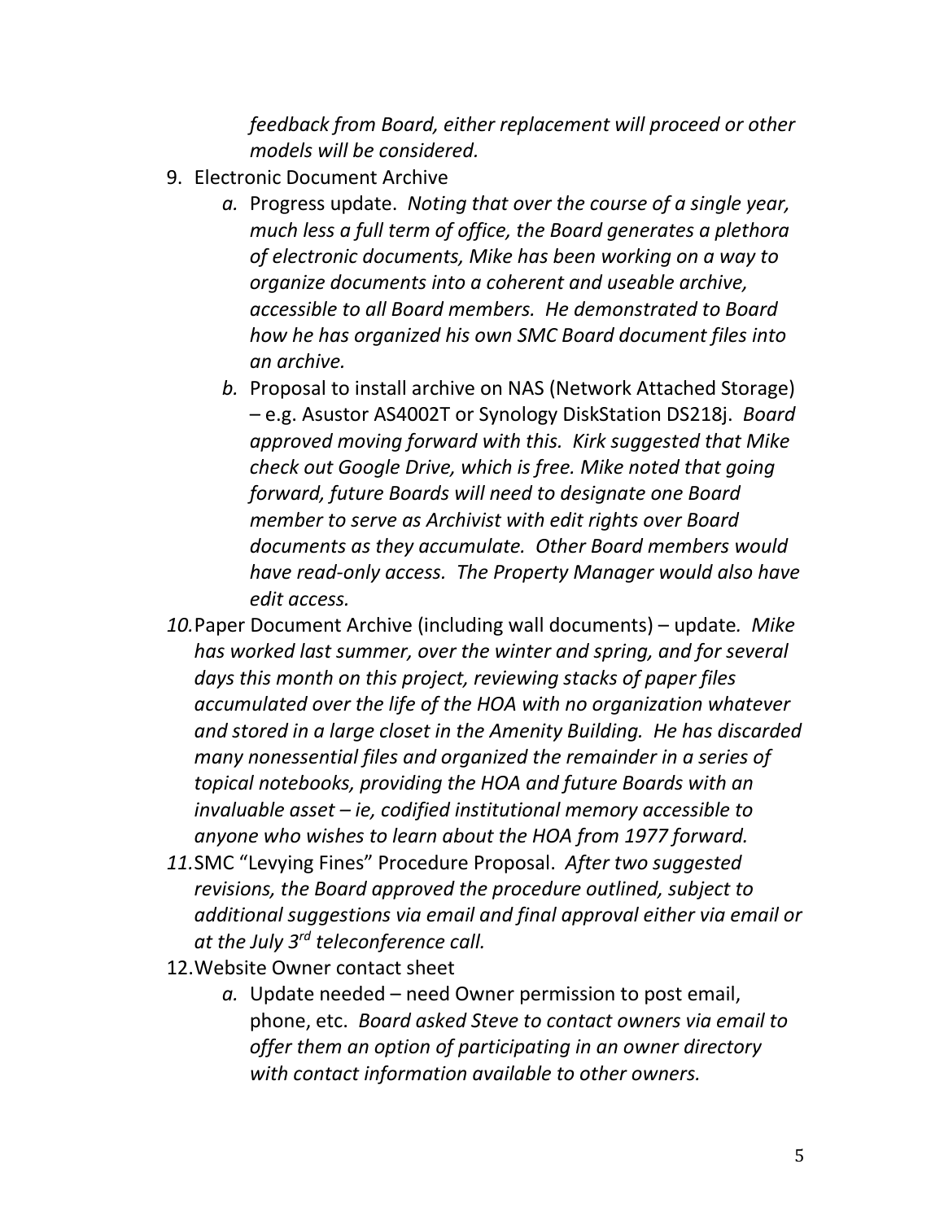*feedback from Board, either replacement will proceed or other models will be considered.*

9. Electronic Document Archive
    a. Progress update. *Noting that over the course of a single year, much less a full term of office, the Board generates a plethora of electronic documents, Mike has been working on a way to organize documents into a coherent and useable archive, accessible to all Board members. He demonstrated to Board how he has organized his own SMC Board document files into an archive.*
    b. Proposal to install archive on NAS (Network Attached Storage) – e.g. Asustor AS4002T or Synology DiskStation DS218j. *Board approved moving forward with this. Kirk suggested that Mike check out Google Drive, which is free. Mike noted that going forward, future Boards will need to designate one Board member to serve as Archivist with edit rights over Board documents as they accumulate. Other Board members would have read-only access. The Property Manager would also have edit access.*
10. Paper Document Archive (including wall documents) – update. *Mike has worked last summer, over the winter and spring, and for several days this month on this project, reviewing stacks of paper files accumulated over the life of the HOA with no organization whatever and stored in a large closet in the Amenity Building. He has discarded many nonessential files and organized the remainder in a series of topical notebooks, providing the HOA and future Boards with an invaluable asset – ie, codified institutional memory accessible to anyone who wishes to learn about the HOA from 1977 forward.*
11. SMC "Levying Fines" Procedure Proposal. *After two suggested revisions, the Board approved the procedure outlined, subject to additional suggestions via email and final approval either via email or at the July 3rd teleconference call.*
12. Website Owner contact sheet
    a. Update needed – need Owner permission to post email, phone, etc. *Board asked Steve to contact owners via email to offer them an option of participating in an owner directory with contact information available to other owners.*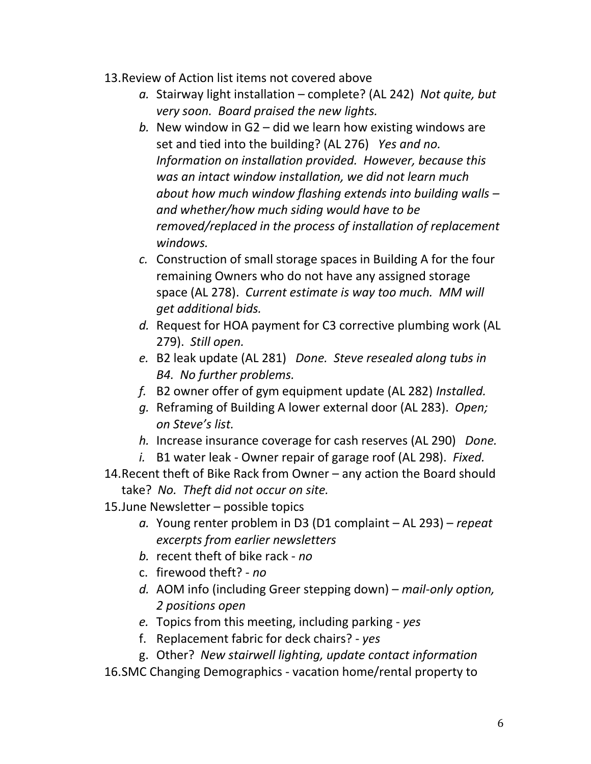13. Review of Action list items not covered above
    a. Stairway light installation – complete? (AL 242) *Not quite, but very soon. Board praised the new lights.*
    b. New window in G2 – did we learn how existing windows are set and tied into the building? (AL 276) *Yes and no. Information on installation provided. However, because this was an intact window installation, we did not learn much about how much window flashing extends into building walls – and whether/how much siding would have to be removed/replaced in the process of installation of replacement windows.*
    c. Construction of small storage spaces in Building A for the four remaining Owners who do not have any assigned storage space (AL 278). *Current estimate is way too much. MM will get additional bids.*
    d. Request for HOA payment for C3 corrective plumbing work (AL 279). *Still open.*
    e. B2 leak update (AL 281) *Done. Steve resealed along tubs in B4. No further problems.*
    f. B2 owner offer of gym equipment update (AL 282) *Installed.*
    g. Reframing of Building A lower external door (AL 283). *Open; on Steve's list.*
    h. Increase insurance coverage for cash reserves (AL 290) *Done.*
    i. B1 water leak - Owner repair of garage roof (AL 298). *Fixed.*
14. Recent theft of Bike Rack from Owner – any action the Board should take? *No. Theft did not occur on site.*
15. June Newsletter – possible topics
    a. Young renter problem in D3 (D1 complaint – AL 293) – *repeat excerpts from earlier newsletters*
    b. recent theft of bike rack - *no*
    c. firewood theft? - *no*
    d. AOM info (including Greer stepping down) – *mail-only option, 2 positions open*
    e. Topics from this meeting, including parking - *yes*
    f. Replacement fabric for deck chairs? - *yes*
    g. Other? *New stairwell lighting, update contact information*
16. SMC Changing Demographics - vacation home/rental property to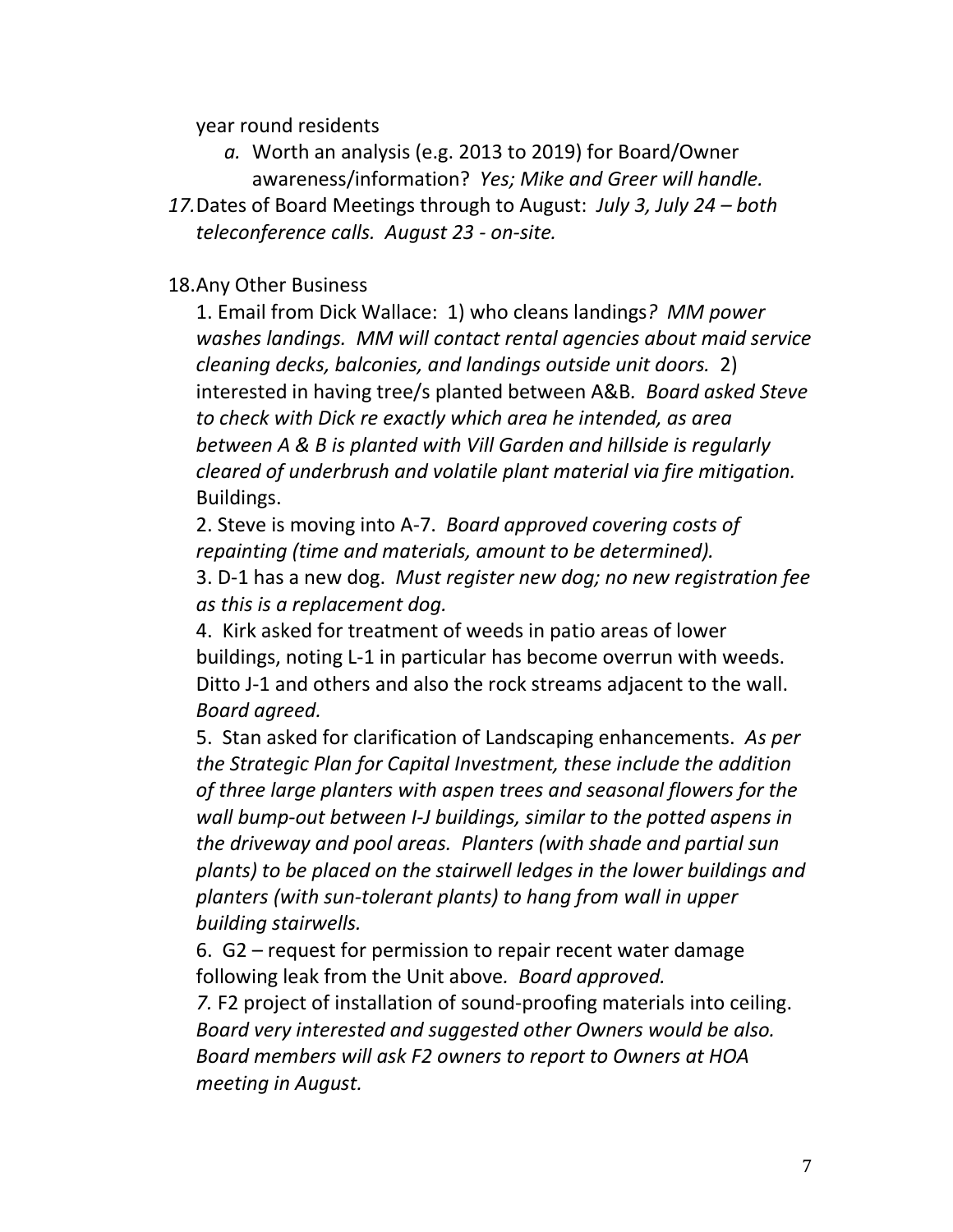year round residents

  a. Worth an analysis (e.g. 2013 to 2019) for Board/Owner awareness/information? *Yes; Mike and Greer will handle.*

*17.* Dates of Board Meetings through to August: *July 3, July 24 – both teleconference calls. August 23 - on-site.*

18. Any Other Business

1. Email from Dick Wallace: 1) who cleans landings*? MM power washes landings. MM will contact rental agencies about maid service cleaning decks, balconies, and landings outside unit doors.* 2) interested in having tree/s planted between A&B*. Board asked Steve to check with Dick re exactly which area he intended, as area between A & B is planted with Vill Garden and hillside is regularly cleared of underbrush and volatile plant material via fire mitigation.* Buildings.

2. Steve is moving into A-7. *Board approved covering costs of repainting (time and materials, amount to be determined).*

3. D-1 has a new dog. *Must register new dog; no new registration fee as this is a replacement dog.*

4. Kirk asked for treatment of weeds in patio areas of lower buildings, noting L-1 in particular has become overrun with weeds. Ditto J-1 and others and also the rock streams adjacent to the wall. *Board agreed.*

5. Stan asked for clarification of Landscaping enhancements. *As per the Strategic Plan for Capital Investment, these include the addition of three large planters with aspen trees and seasonal flowers for the wall bump-out between I-J buildings, similar to the potted aspens in the driveway and pool areas. Planters (with shade and partial sun plants) to be placed on the stairwell ledges in the lower buildings and planters (with sun-tolerant plants) to hang from wall in upper building stairwells.*

6. G2 – request for permission to repair recent water damage following leak from the Unit above*. Board approved.*

*7.* F2 project of installation of sound-proofing materials into ceiling. *Board very interested and suggested other Owners would be also. Board members will ask F2 owners to report to Owners at HOA meeting in August.*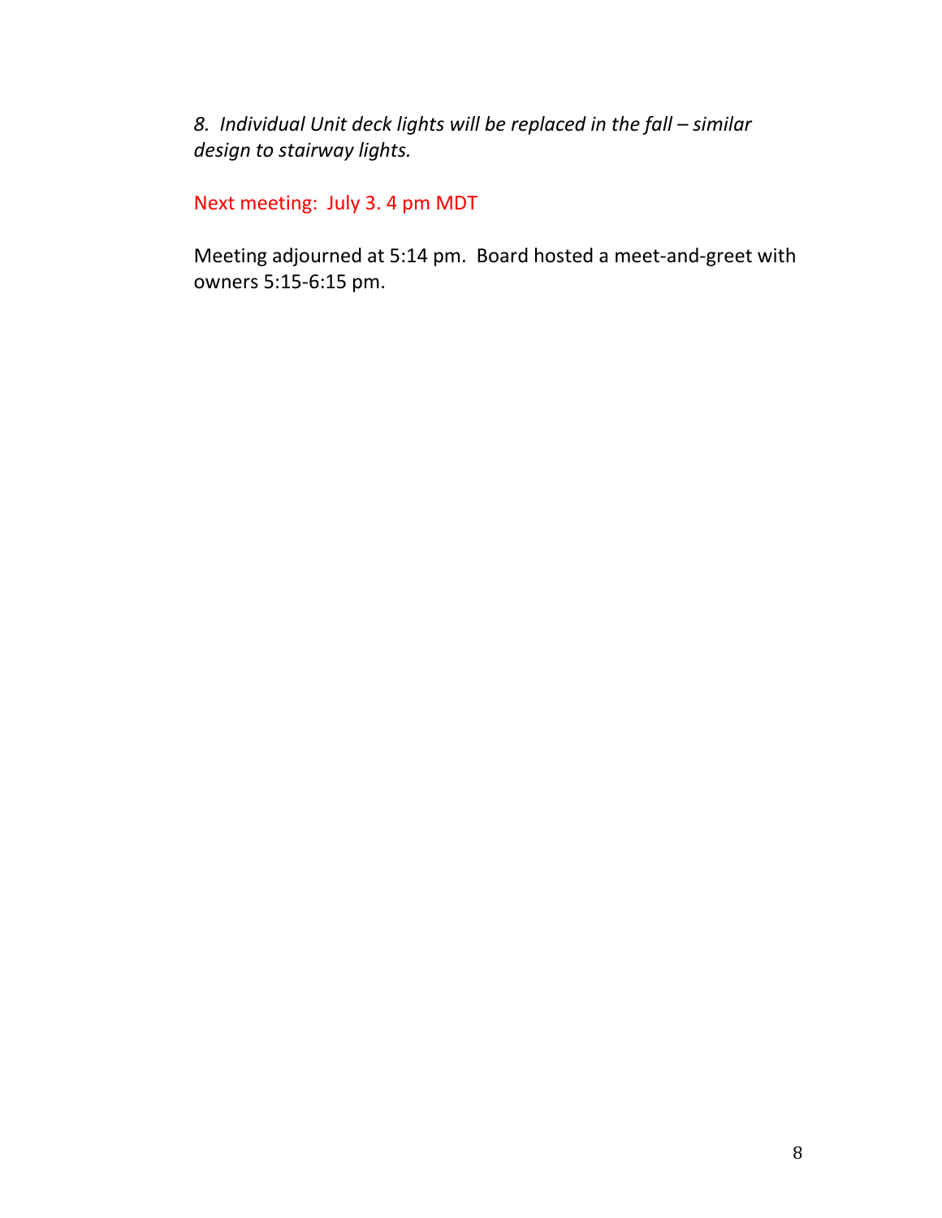*8. Individual Unit deck lights will be replaced in the fall – similar design to stairway lights.*

Next meeting: July 3. 4 pm MDT

Meeting adjourned at 5:14 pm. Board hosted a meet-and-greet with owners 5:15-6:15 pm.